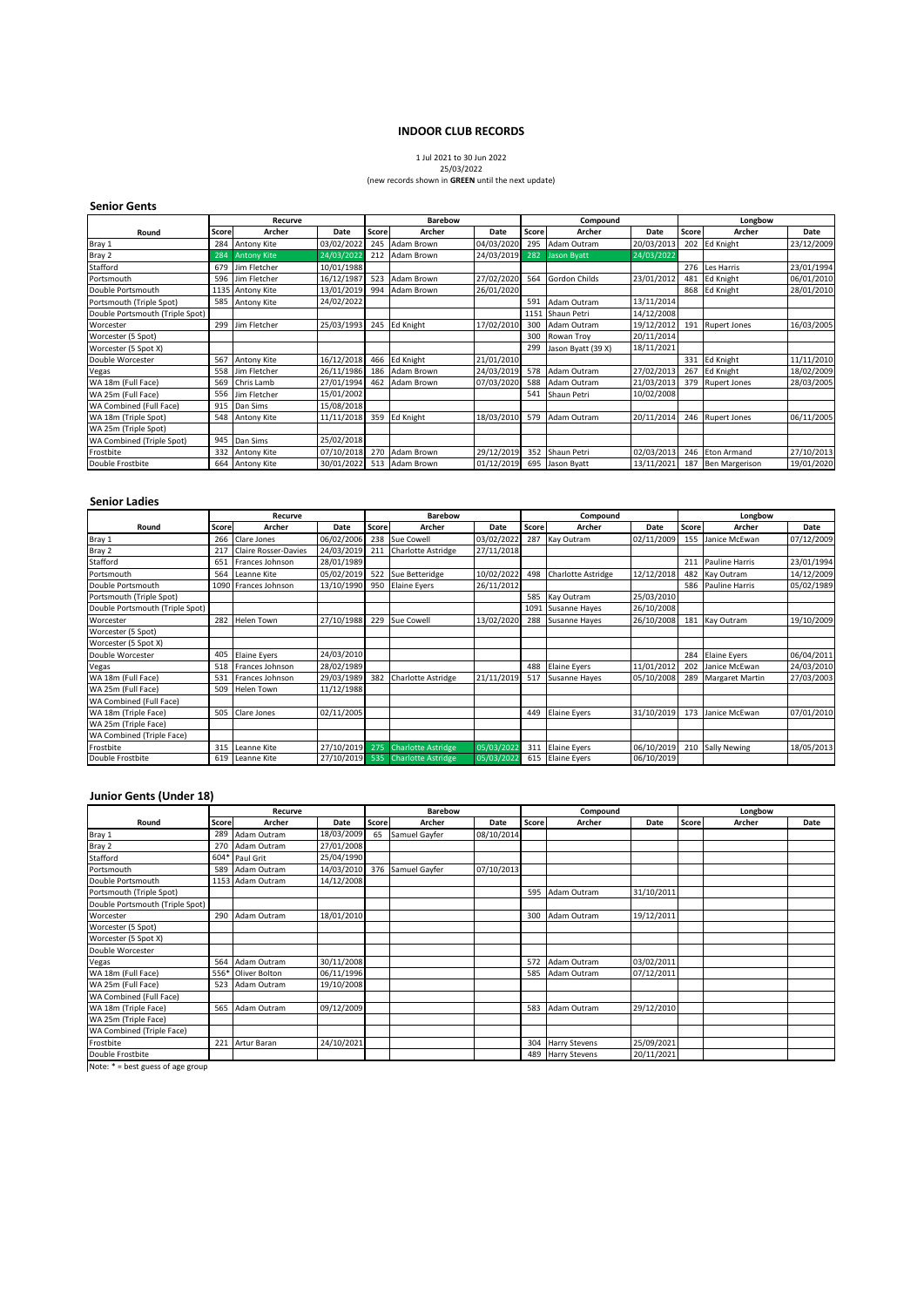# INDOOR CLUB RECORDS

1 Jul 2021 to 30 Jun 2022
25/03/2022
(new records shown in **GREEN** until the next update)

## Senior Gents

| | Recurve | | | Barebow | | | Compound | | | Longbow | | |
|---|---|---|---|---|---|---|---|---|---|---|---|---|
| Round | Score | Archer | Date | Score | Archer | Date | Score | Archer | Date | Score | Archer | Date |
| Bray 1 | 284 | Antony Kite | 03/02/2022 | 245 | Adam Brown | 04/03/2020 | 295 | Adam Outram | 20/03/2013 | 202 | Ed Knight | 23/12/2009 |
| Bray 2 | 284 | Antony Kite | 24/03/2022 | 212 | Adam Brown | 24/03/2019 | 282 | Jason Byatt | 24/03/2022 | | | |
| Stafford | 679 | Jim Fletcher | 10/01/1988 | | | | | | | 276 | Les Harris | 23/01/1994 |
| Portsmouth | 596 | Jim Fletcher | 16/12/1987 | 523 | Adam Brown | 27/02/2020 | 564 | Gordon Childs | 23/01/2012 | 481 | Ed Knight | 06/01/2010 |
| Double Portsmouth | 1135 | Antony Kite | 13/01/2019 | 994 | Adam Brown | 26/01/2020 | | | | 868 | Ed Knight | 28/01/2010 |
| Portsmouth (Triple Spot) | 585 | Antony Kite | 24/02/2022 | | | | 591 | Adam Outram | 13/11/2014 | | | |
| Double Portsmouth (Triple Spot) | | | | | | | 1151 | Shaun Petri | 14/12/2008 | | | |
| Worcester | 299 | Jim Fletcher | 25/03/1993 | 245 | Ed Knight | 17/02/2010 | 300 | Adam Outram | 19/12/2012 | 191 | Rupert Jones | 16/03/2005 |
| Worcester (5 Spot) | | | | | | | 300 | Rowan Troy | 20/11/2014 | | | |
| Worcester (5 Spot X) | | | | | | | 299 | Jason Byatt (39 X) | 18/11/2021 | | | |
| Double Worcester | 567 | Antony Kite | 16/12/2018 | 466 | Ed Knight | 21/01/2010 | | | | 331 | Ed Knight | 11/11/2010 |
| Vegas | 558 | Jim Fletcher | 26/11/1986 | 186 | Adam Brown | 24/03/2019 | 578 | Adam Outram | 27/02/2013 | 267 | Ed Knight | 18/02/2009 |
| WA 18m (Full Face) | 569 | Chris Lamb | 27/01/1994 | 462 | Adam Brown | 07/03/2020 | 588 | Adam Outram | 21/03/2013 | 379 | Rupert Jones | 28/03/2005 |
| WA 25m (Full Face) | 556 | Jim Fletcher | 15/01/2002 | | | | 541 | Shaun Petri | 10/02/2008 | | | |
| WA Combined (Full Face) | 915 | Dan Sims | 15/08/2018 | | | | | | | | | |
| WA 18m (Triple Spot) | 548 | Antony Kite | 11/11/2018 | 359 | Ed Knight | 18/03/2010 | 579 | Adam Outram | 20/11/2014 | 246 | Rupert Jones | 06/11/2005 |
| WA 25m (Triple Spot) | | | | | | | | | | | | |
| WA Combined (Triple Spot) | 945 | Dan Sims | 25/02/2018 | | | | | | | | | |
| Frostbite | 332 | Antony Kite | 07/10/2018 | 270 | Adam Brown | 29/12/2019 | 352 | Shaun Petri | 02/03/2013 | 246 | Eton Armand | 27/10/2013 |
| Double Frostbite | 664 | Antony Kite | 30/01/2022 | 513 | Adam Brown | 01/12/2019 | 695 | Jason Byatt | 13/11/2021 | 187 | Ben Margerison | 19/01/2020 |

## Senior Ladies

| | Recurve | | | Barebow | | | Compound | | | Longbow | | |
|---|---|---|---|---|---|---|---|---|---|---|---|---|
| Round | Score | Archer | Date | Score | Archer | Date | Score | Archer | Date | Score | Archer | Date |
| Bray 1 | 266 | Clare Jones | 06/02/2006 | 238 | Sue Cowell | 03/02/2022 | 287 | Kay Outram | 02/11/2009 | 155 | Janice McEwan | 07/12/2009 |
| Bray 2 | 217 | Claire Rosser-Davies | 24/03/2019 | 211 | Charlotte Astridge | 27/11/2018 | | | | | | |
| Stafford | 651 | Frances Johnson | 28/01/1989 | | | | | | | 211 | Pauline Harris | 23/01/1994 |
| Portsmouth | 564 | Leanne Kite | 05/02/2019 | 522 | Sue Betteridge | 10/02/2022 | 498 | Charlotte Astridge | 12/12/2018 | 482 | Kay Outram | 14/12/2009 |
| Double Portsmouth | 1090 | Frances Johnson | 13/10/1990 | 950 | Elaine Eyers | 26/11/2012 | | | | 586 | Pauline Harris | 05/02/1989 |
| Portsmouth (Triple Spot) | | | | | | | 585 | Kay Outram | 25/03/2010 | | | |
| Double Portsmouth (Triple Spot) | | | | | | | 1091 | Susanne Hayes | 26/10/2008 | | | |
| Worcester | 282 | Helen Town | 27/10/1988 | 229 | Sue Cowell | 13/02/2020 | 288 | Susanne Hayes | 26/10/2008 | 181 | Kay Outram | 19/10/2009 |
| Worcester (5 Spot) | | | | | | | | | | | | |
| Worcester (5 Spot X) | | | | | | | | | | | | |
| Double Worcester | 405 | Elaine Eyers | 24/03/2010 | | | | | | | 284 | Elaine Eyers | 06/04/2011 |
| Vegas | 518 | Frances Johnson | 28/02/1989 | | | | 488 | Elaine Eyers | 11/01/2012 | 202 | Janice McEwan | 24/03/2010 |
| WA 18m (Full Face) | 531 | Frances Johnson | 29/03/1989 | 382 | Charlotte Astridge | 21/11/2019 | 517 | Susanne Hayes | 05/10/2008 | 289 | Margaret Martin | 27/03/2003 |
| WA 25m (Full Face) | 509 | Helen Town | 11/12/1988 | | | | | | | | | |
| WA Combined (Full Face) | | | | | | | | | | | | |
| WA 18m (Triple Face) | 505 | Clare Jones | 02/11/2005 | | | | 449 | Elaine Eyers | 31/10/2019 | 173 | Janice McEwan | 07/01/2010 |
| WA 25m (Triple Face) | | | | | | | | | | | | |
| WA Combined (Triple Face) | | | | | | | | | | | | |
| Frostbite | 315 | Leanne Kite | 27/10/2019 | 275 | Charlotte Astridge | 05/03/2022 | 311 | Elaine Eyers | 06/10/2019 | 210 | Sally Newing | 18/05/2013 |
| Double Frostbite | 619 | Leanne Kite | 27/10/2019 | 535 | Charlotte Astridge | 05/03/2022 | 615 | Elaine Eyers | 06/10/2019 | | | |

## Junior Gents (Under 18)

| | Recurve | | | Barebow | | | Compound | | | Longbow | | |
|---|---|---|---|---|---|---|---|---|---|---|---|---|
| Round | Score | Archer | Date | Score | Archer | Date | Score | Archer | Date | Score | Archer | Date |
| Bray 1 | 289 | Adam Outram | 18/03/2009 | 65 | Samuel Gayfer | 08/10/2014 | | | | | | |
| Bray 2 | 270 | Adam Outram | 27/01/2008 | | | | | | | | | |
| Stafford | 604* | Paul Grit | 25/04/1990 | | | | | | | | | |
| Portsmouth | 589 | Adam Outram | 14/03/2010 | 376 | Samuel Gayfer | 07/10/2013 | | | | | | |
| Double Portsmouth | 1153 | Adam Outram | 14/12/2008 | | | | | | | | | |
| Portsmouth (Triple Spot) | | | | | | | 595 | Adam Outram | 31/10/2011 | | | |
| Double Portsmouth (Triple Spot) | | | | | | | | | | | | |
| Worcester | 290 | Adam Outram | 18/01/2010 | | | | 300 | Adam Outram | 19/12/2011 | | | |
| Worcester (5 Spot) | | | | | | | | | | | | |
| Worcester (5 Spot X) | | | | | | | | | | | | |
| Double Worcester | | | | | | | | | | | | |
| Vegas | 564 | Adam Outram | 30/11/2008 | | | | 572 | Adam Outram | 03/02/2011 | | | |
| WA 18m (Full Face) | 556* | Oliver Bolton | 06/11/1996 | | | | 585 | Adam Outram | 07/12/2011 | | | |
| WA 25m (Full Face) | 523 | Adam Outram | 19/10/2008 | | | | | | | | | |
| WA Combined (Full Face) | | | | | | | | | | | | |
| WA 18m (Triple Face) | 565 | Adam Outram | 09/12/2009 | | | | 583 | Adam Outram | 29/12/2010 | | | |
| WA 25m (Triple Face) | | | | | | | | | | | | |
| WA Combined (Triple Face) | | | | | | | | | | | | |
| Frostbite | 221 | Artur Baran | 24/10/2021 | | | | 304 | Harry Stevens | 25/09/2021 | | | |
| Double Frostbite | | | | | | | 489 | Harry Stevens | 20/11/2021 | | | |

Note: * = best guess of age group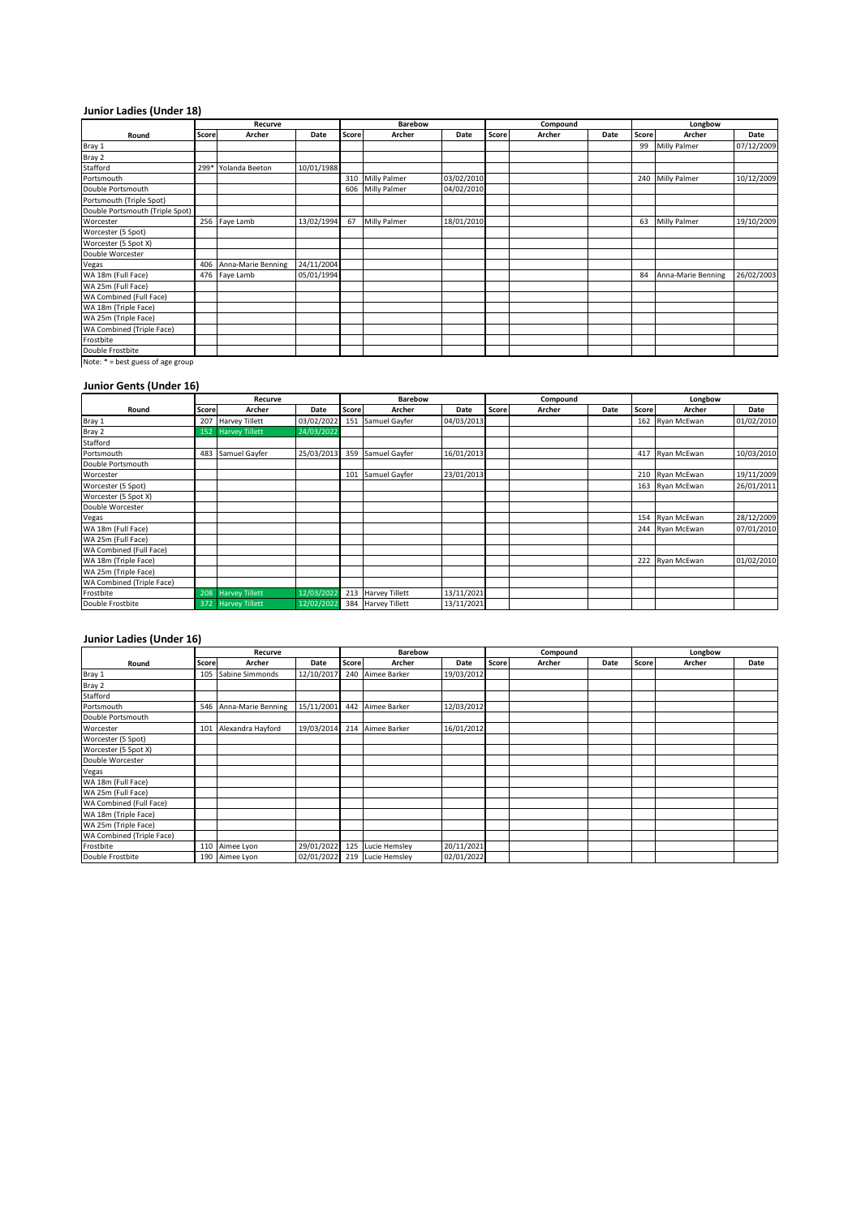### Junior Ladies (Under 18)

| | Recurve | | | Barebow | | | Compound | | | Longbow | | |
|---|---|---|---|---|---|---|---|---|---|---|---|---|
| Round | Score | Archer | Date | Score | Archer | Date | Score | Archer | Date | Score | Archer | Date |
| Bray 1 | | | | | | | | | | 99 | Milly Palmer | 07/12/2009 |
| Bray 2 | | | | | | | | | | | | |
| Stafford | 299* | Yolanda Beeton | 10/01/1988 | | | | | | | | | |
| Portsmouth | | | | 310 | Milly Palmer | 03/02/2010 | | | | 240 | Milly Palmer | 10/12/2009 |
| Double Portsmouth | | | | 606 | Milly Palmer | 04/02/2010 | | | | | | |
| Portsmouth (Triple Spot) | | | | | | | | | | | | |
| Double Portsmouth (Triple Spot) | | | | | | | | | | | | |
| Worcester | 256 | Faye Lamb | 13/02/1994 | 67 | Milly Palmer | 18/01/2010 | | | | 63 | Milly Palmer | 19/10/2009 |
| Worcester (5 Spot) | | | | | | | | | | | | |
| Worcester (5 Spot X) | | | | | | | | | | | | |
| Double Worcester | | | | | | | | | | | | |
| Vegas | 406 | Anna-Marie Benning | 24/11/2004 | | | | | | | | | |
| WA 18m (Full Face) | 476 | Faye Lamb | 05/01/1994 | | | | | | | 84 | Anna-Marie Benning | 26/02/2003 |
| WA 25m (Full Face) | | | | | | | | | | | | |
| WA Combined (Full Face) | | | | | | | | | | | | |
| WA 18m (Triple Face) | | | | | | | | | | | | |
| WA 25m (Triple Face) | | | | | | | | | | | | |
| WA Combined (Triple Face) | | | | | | | | | | | | |
| Frostbite | | | | | | | | | | | | |
| Double Frostbite | | | | | | | | | | | | |

Note: * = best guess of age group

### Junior Gents (Under 16)

| | Recurve | | | Barebow | | | Compound | | | Longbow | | |
|---|---|---|---|---|---|---|---|---|---|---|---|---|
| Round | Score | Archer | Date | Score | Archer | Date | Score | Archer | Date | Score | Archer | Date |
| Bray 1 | 207 | Harvey Tillett | 03/02/2022 | 151 | Samuel Gayfer | 04/03/2013 | | | | 162 | Ryan McEwan | 01/02/2010 |
| Bray 2 | 152 | Harvey Tillett | 24/03/2022 | | | | | | | | | |
| Stafford | | | | | | | | | | | | |
| Portsmouth | 483 | Samuel Gayfer | 25/03/2013 | 359 | Samuel Gayfer | 16/01/2013 | | | | 417 | Ryan McEwan | 10/03/2010 |
| Double Portsmouth | | | | | | | | | | | | |
| Worcester | | | | 101 | Samuel Gayfer | 23/01/2013 | | | | 210 | Ryan McEwan | 19/11/2009 |
| Worcester (5 Spot) | | | | | | | | | | 163 | Ryan McEwan | 26/01/2011 |
| Worcester (5 Spot X) | | | | | | | | | | | | |
| Double Worcester | | | | | | | | | | | | |
| Vegas | | | | | | | | | | 154 | Ryan McEwan | 28/12/2009 |
| WA 18m (Full Face) | | | | | | | | | | 244 | Ryan McEwan | 07/01/2010 |
| WA 25m (Full Face) | | | | | | | | | | | | |
| WA Combined (Full Face) | | | | | | | | | | | | |
| WA 18m (Triple Face) | | | | | | | | | | 222 | Ryan McEwan | 01/02/2010 |
| WA 25m (Triple Face) | | | | | | | | | | | | |
| WA Combined (Triple Face) | | | | | | | | | | | | |
| Frostbite | 208 | Harvey Tillett | 12/03/2022 | 213 | Harvey Tillett | 13/11/2021 | | | | | | |
| Double Frostbite | 372 | Harvey Tillett | 12/02/2022 | 384 | Harvey Tillett | 13/11/2021 | | | | | | |

### Junior Ladies (Under 16)

| | Recurve | | | Barebow | | | Compound | | | Longbow | | |
|---|---|---|---|---|---|---|---|---|---|---|---|---|
| Round | Score | Archer | Date | Score | Archer | Date | Score | Archer | Date | Score | Archer | Date |
| Bray 1 | 105 | Sabine Simmonds | 12/10/2017 | 240 | Aimee Barker | 19/03/2012 | | | | | | |
| Bray 2 | | | | | | | | | | | | |
| Stafford | | | | | | | | | | | | |
| Portsmouth | 546 | Anna-Marie Benning | 15/11/2001 | 442 | Aimee Barker | 12/03/2012 | | | | | | |
| Double Portsmouth | | | | | | | | | | | | |
| Worcester | 101 | Alexandra Hayford | 19/03/2014 | 214 | Aimee Barker | 16/01/2012 | | | | | | |
| Worcester (5 Spot) | | | | | | | | | | | | |
| Worcester (5 Spot X) | | | | | | | | | | | | |
| Double Worcester | | | | | | | | | | | | |
| Vegas | | | | | | | | | | | | |
| WA 18m (Full Face) | | | | | | | | | | | | |
| WA 25m (Full Face) | | | | | | | | | | | | |
| WA Combined (Full Face) | | | | | | | | | | | | |
| WA 18m (Triple Face) | | | | | | | | | | | | |
| WA 25m (Triple Face) | | | | | | | | | | | | |
| WA Combined (Triple Face) | | | | | | | | | | | | |
| Frostbite | 110 | Aimee Lyon | 29/01/2022 | 125 | Lucie Hemsley | 20/11/2021 | | | | | | |
| Double Frostbite | 190 | Aimee Lyon | 02/01/2022 | 219 | Lucie Hemsley | 02/01/2022 | | | | | | |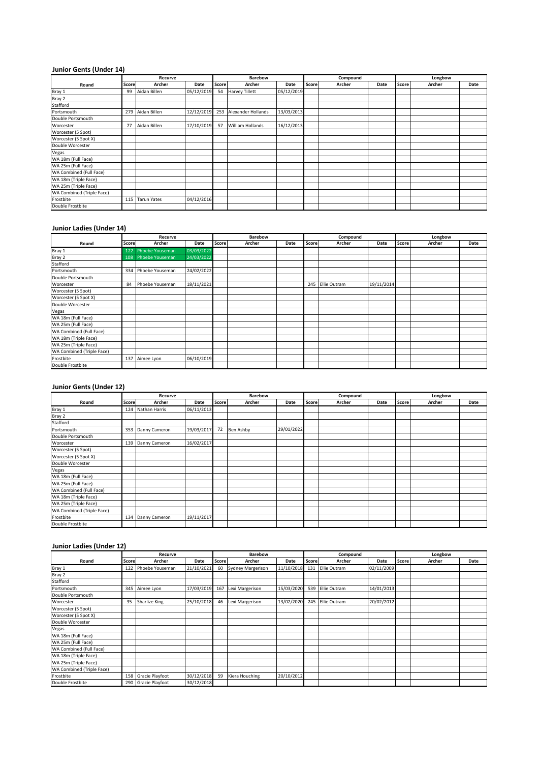### Junior Gents (Under 14)

| | Recurve | | | Barebow | | | Compound | | | Longbow | | |
|---|---|---|---|---|---|---|---|---|---|---|---|---|
| Round | Score | Archer | Date | Score | Archer | Date | Score | Archer | Date | Score | Archer | Date |
| Bray 1 | 99 | Aidan Billen | 05/12/2019 | 54 | Harvey Tillett | 05/12/2019 | | | | | | |
| Bray 2 | | | | | | | | | | | | |
| Stafford | | | | | | | | | | | | |
| Portsmouth | 279 | Aidan Billen | 12/12/2019 | 253 | Alexander Hollands | 13/03/2013 | | | | | | |
| Double Portsmouth | | | | | | | | | | | | |
| Worcester | 77 | Aidan Billen | 17/10/2019 | 57 | William Hollands | 16/12/2013 | | | | | | |
| Worcester (5 Spot) | | | | | | | | | | | | |
| Worcester (5 Spot X) | | | | | | | | | | | | |
| Double Worcester | | | | | | | | | | | | |
| Vegas | | | | | | | | | | | | |
| WA 18m (Full Face) | | | | | | | | | | | | |
| WA 25m (Full Face) | | | | | | | | | | | | |
| WA Combined (Full Face) | | | | | | | | | | | | |
| WA 18m (Triple Face) | | | | | | | | | | | | |
| WA 25m (Triple Face) | | | | | | | | | | | | |
| WA Combined (Triple Face) | | | | | | | | | | | | |
| Frostbite | 115 | Tarun Yates | 04/12/2016 | | | | | | | | | |
| Double Frostbite | | | | | | | | | | | | |

### Junior Ladies (Under 14)

| | Recurve | | | Barebow | | | Compound | | | Longbow | | |
|---|---|---|---|---|---|---|---|---|---|---|---|---|
| Round | Score | Archer | Date | Score | Archer | Date | Score | Archer | Date | Score | Archer | Date |
| Bray 1 | 122 | Phoebe Youseman | 03/03/2022 | | | | | | | | | |
| Bray 2 | 108 | Phoebe Youseman | 24/03/2022 | | | | | | | | | |
| Stafford | | | | | | | | | | | | |
| Portsmouth | 334 | Phoebe Youseman | 24/02/2022 | | | | | | | | | |
| Double Portsmouth | | | | | | | | | | | | |
| Worcester | 84 | Phoebe Youseman | 18/11/2021 | | | | 245 | Ellie Outram | 19/11/2014 | | | |
| Worcester (5 Spot) | | | | | | | | | | | | |
| Worcester (5 Spot X) | | | | | | | | | | | | |
| Double Worcester | | | | | | | | | | | | |
| Vegas | | | | | | | | | | | | |
| WA 18m (Full Face) | | | | | | | | | | | | |
| WA 25m (Full Face) | | | | | | | | | | | | |
| WA Combined (Full Face) | | | | | | | | | | | | |
| WA 18m (Triple Face) | | | | | | | | | | | | |
| WA 25m (Triple Face) | | | | | | | | | | | | |
| WA Combined (Triple Face) | | | | | | | | | | | | |
| Frostbite | 137 | Aimee Lyon | 06/10/2019 | | | | | | | | | |
| Double Frostbite | | | | | | | | | | | | |

### Junior Gents (Under 12)

| | Recurve | | | Barebow | | | Compound | | | Longbow | | |
|---|---|---|---|---|---|---|---|---|---|---|---|---|
| Round | Score | Archer | Date | Score | Archer | Date | Score | Archer | Date | Score | Archer | Date |
| Bray 1 | 124 | Nathan Harris | 06/11/2013 | | | | | | | | | |
| Bray 2 | | | | | | | | | | | | |
| Stafford | | | | | | | | | | | | |
| Portsmouth | 353 | Danny Cameron | 19/03/2017 | 72 | Ben Ashby | 29/01/2022 | | | | | | |
| Double Portsmouth | | | | | | | | | | | | |
| Worcester | 139 | Danny Cameron | 16/02/2017 | | | | | | | | | |
| Worcester (5 Spot) | | | | | | | | | | | | |
| Worcester (5 Spot X) | | | | | | | | | | | | |
| Double Worcester | | | | | | | | | | | | |
| Vegas | | | | | | | | | | | | |
| WA 18m (Full Face) | | | | | | | | | | | | |
| WA 25m (Full Face) | | | | | | | | | | | | |
| WA Combined (Full Face) | | | | | | | | | | | | |
| WA 18m (Triple Face) | | | | | | | | | | | | |
| WA 25m (Triple Face) | | | | | | | | | | | | |
| WA Combined (Triple Face) | | | | | | | | | | | | |
| Frostbite | 134 | Danny Cameron | 19/11/2017 | | | | | | | | | |
| Double Frostbite | | | | | | | | | | | | |

### Junior Ladies (Under 12)

| | Recurve | | | Barebow | | | Compound | | | Longbow | | |
|---|---|---|---|---|---|---|---|---|---|---|---|---|
| Round | Score | Archer | Date | Score | Archer | Date | Score | Archer | Date | Score | Archer | Date |
| Bray 1 | 122 | Phoebe Youseman | 21/10/2021 | 60 | Sydney Margerison | 11/10/2018 | 131 | Ellie Outram | 02/11/2009 | | | |
| Bray 2 | | | | | | | | | | | | |
| Stafford | | | | | | | | | | | | |
| Portsmouth | 345 | Aimee Lyon | 17/03/2019 | 167 | Lexi Margerison | 15/03/2020 | 539 | Ellie Outram | 14/01/2013 | | | |
| Double Portsmouth | | | | | | | | | | | | |
| Worcester | 35 | Sharlize King | 25/10/2018 | 46 | Lexi Margerison | 13/02/2020 | 245 | Ellie Outram | 20/02/2012 | | | |
| Worcester (5 Spot) | | | | | | | | | | | | |
| Worcester (5 Spot X) | | | | | | | | | | | | |
| Double Worcester | | | | | | | | | | | | |
| Vegas | | | | | | | | | | | | |
| WA 18m (Full Face) | | | | | | | | | | | | |
| WA 25m (Full Face) | | | | | | | | | | | | |
| WA Combined (Full Face) | | | | | | | | | | | | |
| WA 18m (Triple Face) | | | | | | | | | | | | |
| WA 25m (Triple Face) | | | | | | | | | | | | |
| WA Combined (Triple Face) | | | | | | | | | | | | |
| Frostbite | 158 | Gracie Playfoot | 30/12/2018 | 59 | Kiera Houching | 20/10/2012 | | | | | | |
| Double Frostbite | 290 | Gracie Playfoot | 30/12/2018 | | | | | | | | | |